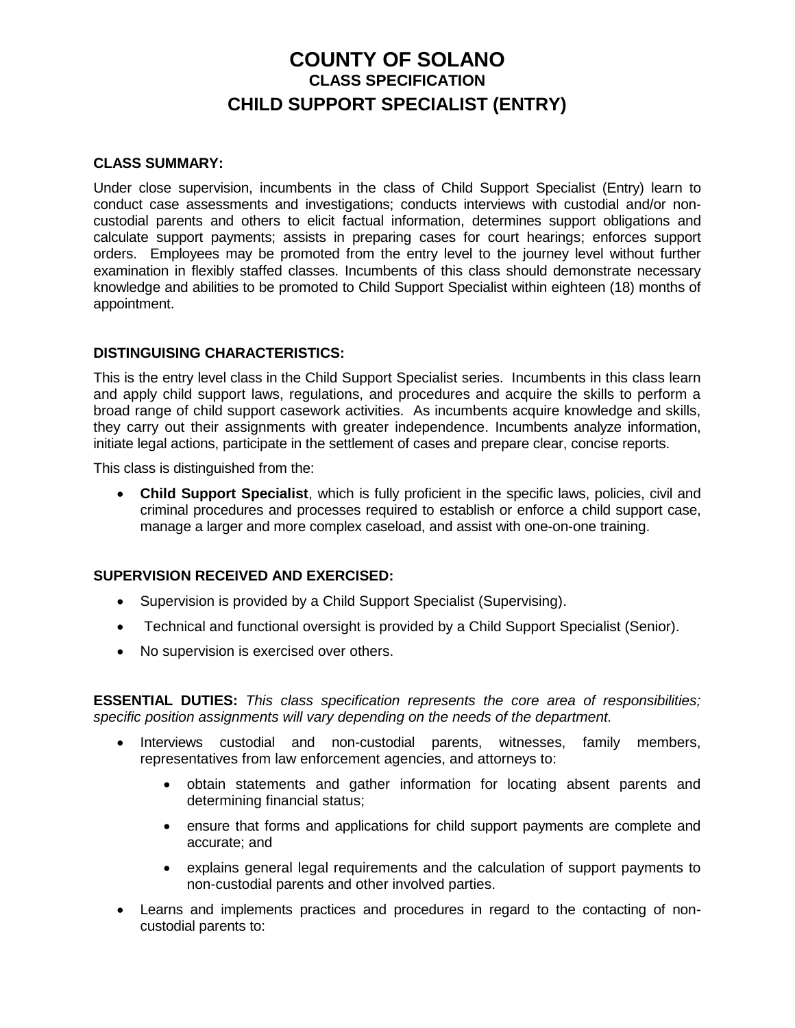# COUNTY OF SOLANO

## CLASS SPECIFICATION

## CHILD SUPPORT SPECIALIST (ENTRY)

**CLASS SUMMARY:**

Under close supervision, incumbents in the class of Child Support Specialist (Entry) learn to conduct case assessments and investigations; conducts interviews with custodial and/or non-custodial parents and others to elicit factual information, determines support obligations and calculate support payments; assists in preparing cases for court hearings; enforces support orders. Employees may be promoted from the entry level to the journey level without further examination in flexibly staffed classes. Incumbents of this class should demonstrate necessary knowledge and abilities to be promoted to Child Support Specialist within eighteen (18) months of appointment.

**DISTINGUISHING CHARACTERISTICS:**

This is the entry level class in the Child Support Specialist series. Incumbents in this class learn and apply child support laws, regulations, and procedures and acquire the skills to perform a broad range of child support casework activities. As incumbents acquire knowledge and skills, they carry out their assignments with greater independence. Incumbents analyze information, initiate legal actions, participate in the settlement of cases and prepare clear, concise reports.

This class is distinguished from the:

- **Child Support Specialist**, which is fully proficient in the specific laws, policies, civil and criminal procedures and processes required to establish or enforce a child support case, manage a larger and more complex caseload, and assist with one-on-one training.

**SUPERVISION RECEIVED AND EXERCISED:**

- Supervision is provided by a Child Support Specialist (Supervising).
- Technical and functional oversight is provided by a Child Support Specialist (Senior).
- No supervision is exercised over others.

**ESSENTIAL DUTIES:** *This class specification represents the core area of responsibilities; specific position assignments will vary depending on the needs of the department.*

- Interviews custodial and non-custodial parents, witnesses, family members, representatives from law enforcement agencies, and attorneys to:
    - obtain statements and gather information for locating absent parents and determining financial status;
    - ensure that forms and applications for child support payments are complete and accurate; and
    - explains general legal requirements and the calculation of support payments to non-custodial parents and other involved parties.
- Learns and implements practices and procedures in regard to the contacting of non-custodial parents to: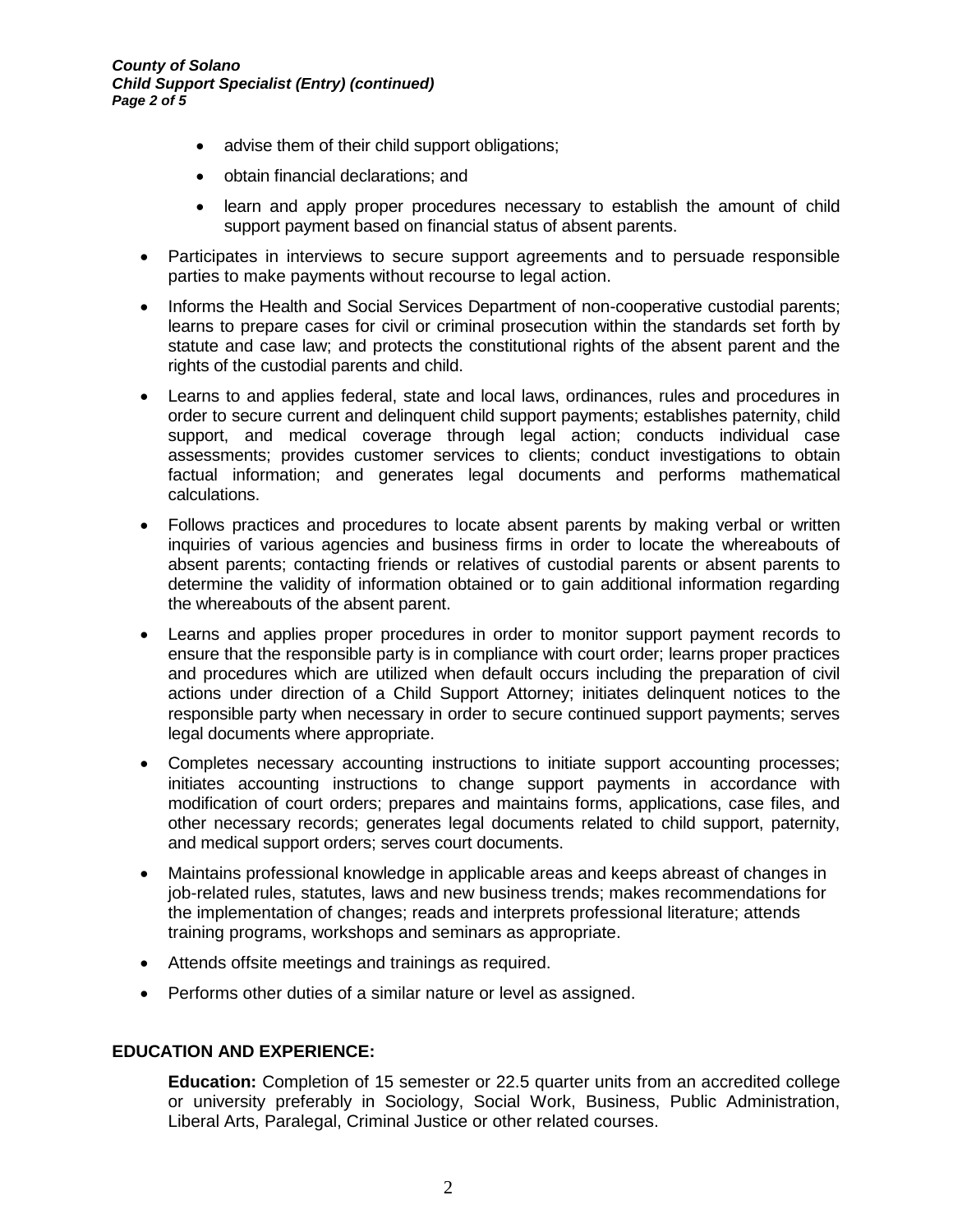- advise them of their child support obligations;
  - obtain financial declarations; and
  - learn and apply proper procedures necessary to establish the amount of child support payment based on financial status of absent parents.

- Participates in interviews to secure support agreements and to persuade responsible parties to make payments without recourse to legal action.
- Informs the Health and Social Services Department of non-cooperative custodial parents; learns to prepare cases for civil or criminal prosecution within the standards set forth by statute and case law; and protects the constitutional rights of the absent parent and the rights of the custodial parents and child.
- Learns to and applies federal, state and local laws, ordinances, rules and procedures in order to secure current and delinquent child support payments; establishes paternity, child support, and medical coverage through legal action; conducts individual case assessments; provides customer services to clients; conduct investigations to obtain factual information; and generates legal documents and performs mathematical calculations.
- Follows practices and procedures to locate absent parents by making verbal or written inquiries of various agencies and business firms in order to locate the whereabouts of absent parents; contacting friends or relatives of custodial parents or absent parents to determine the validity of information obtained or to gain additional information regarding the whereabouts of the absent parent.
- Learns and applies proper procedures in order to monitor support payment records to ensure that the responsible party is in compliance with court order; learns proper practices and procedures which are utilized when default occurs including the preparation of civil actions under direction of a Child Support Attorney; initiates delinquent notices to the responsible party when necessary in order to secure continued support payments; serves legal documents where appropriate.
- Completes necessary accounting instructions to initiate support accounting processes; initiates accounting instructions to change support payments in accordance with modification of court orders; prepares and maintains forms, applications, case files, and other necessary records; generates legal documents related to child support, paternity, and medical support orders; serves court documents.
- Maintains professional knowledge in applicable areas and keeps abreast of changes in job-related rules, statutes, laws and new business trends; makes recommendations for the implementation of changes; reads and interprets professional literature; attends training programs, workshops and seminars as appropriate.
- Attends offsite meetings and trainings as required.
- Performs other duties of a similar nature or level as assigned.

## EDUCATION AND EXPERIENCE:

**Education:** Completion of 15 semester or 22.5 quarter units from an accredited college or university preferably in Sociology, Social Work, Business, Public Administration, Liberal Arts, Paralegal, Criminal Justice or other related courses.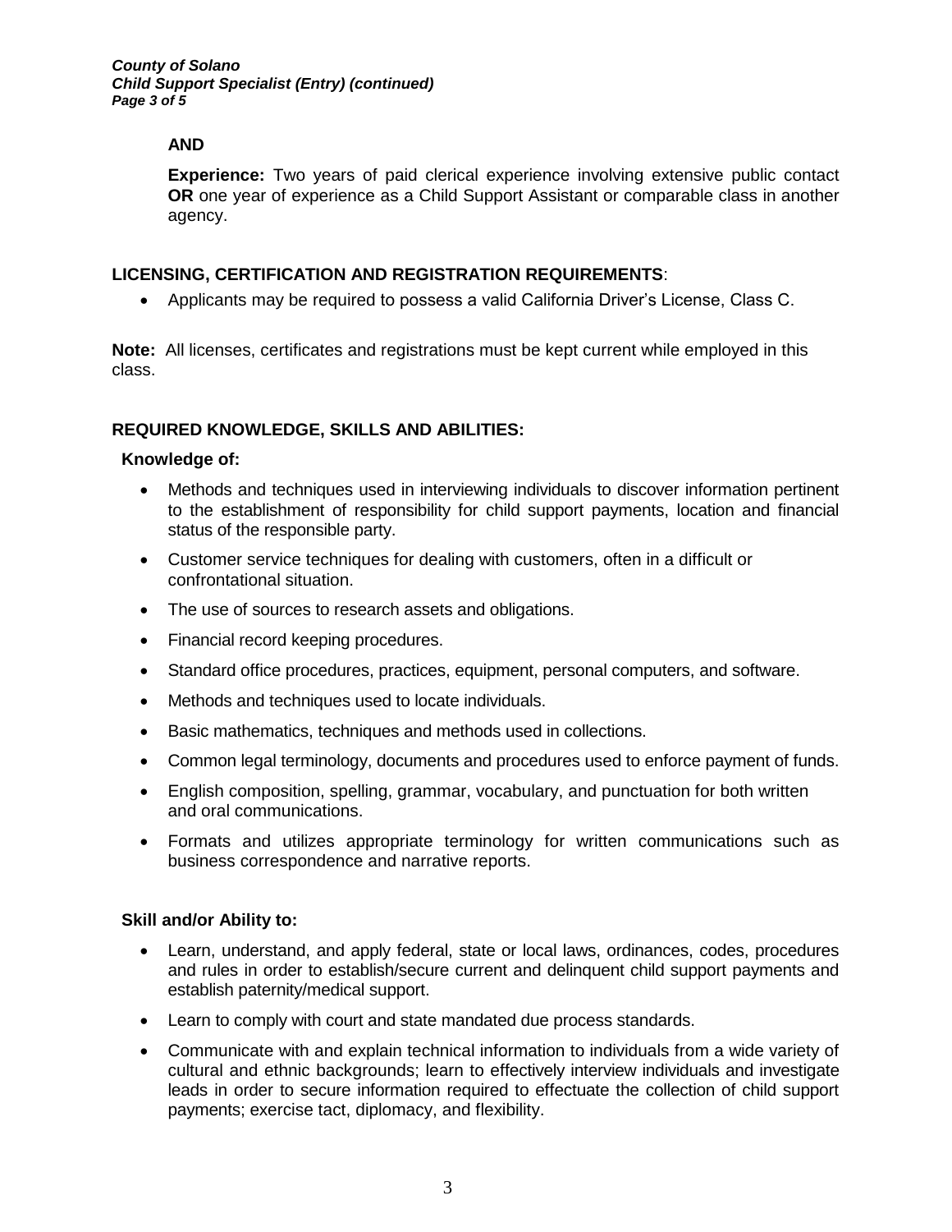**AND**

**Experience:** Two years of paid clerical experience involving extensive public contact **OR** one year of experience as a Child Support Assistant or comparable class in another agency.

## LICENSING, CERTIFICATION AND REGISTRATION REQUIREMENTS:

- Applicants may be required to possess a valid California Driver's License, Class C.

**Note:** All licenses, certificates and registrations must be kept current while employed in this class.

## REQUIRED KNOWLEDGE, SKILLS AND ABILITIES:

### Knowledge of:

- Methods and techniques used in interviewing individuals to discover information pertinent to the establishment of responsibility for child support payments, location and financial status of the responsible party.
- Customer service techniques for dealing with customers, often in a difficult or confrontational situation.
- The use of sources to research assets and obligations.
- Financial record keeping procedures.
- Standard office procedures, practices, equipment, personal computers, and software.
- Methods and techniques used to locate individuals.
- Basic mathematics, techniques and methods used in collections.
- Common legal terminology, documents and procedures used to enforce payment of funds.
- English composition, spelling, grammar, vocabulary, and punctuation for both written and oral communications.
- Formats and utilizes appropriate terminology for written communications such as business correspondence and narrative reports.

### Skill and/or Ability to:

- Learn, understand, and apply federal, state or local laws, ordinances, codes, procedures and rules in order to establish/secure current and delinquent child support payments and establish paternity/medical support.
- Learn to comply with court and state mandated due process standards.
- Communicate with and explain technical information to individuals from a wide variety of cultural and ethnic backgrounds; learn to effectively interview individuals and investigate leads in order to secure information required to effectuate the collection of child support payments; exercise tact, diplomacy, and flexibility.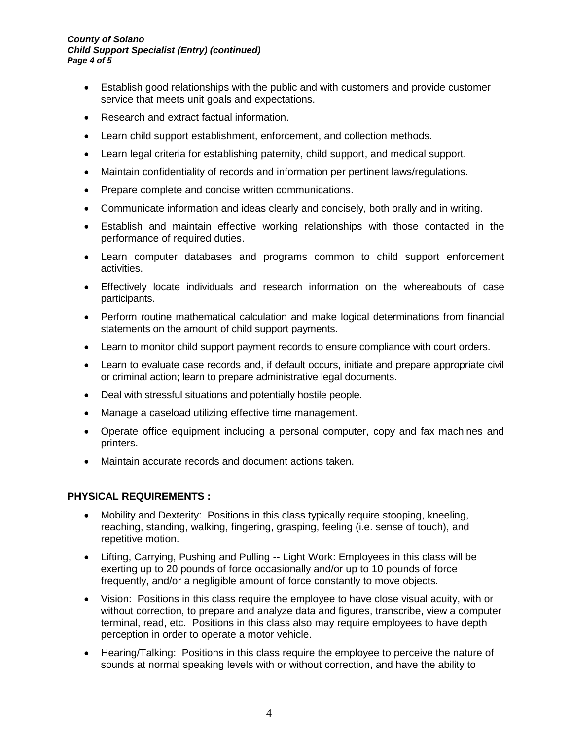- Establish good relationships with the public and with customers and provide customer service that meets unit goals and expectations.
- Research and extract factual information.
- Learn child support establishment, enforcement, and collection methods.
- Learn legal criteria for establishing paternity, child support, and medical support.
- Maintain confidentiality of records and information per pertinent laws/regulations.
- Prepare complete and concise written communications.
- Communicate information and ideas clearly and concisely, both orally and in writing.
- Establish and maintain effective working relationships with those contacted in the performance of required duties.
- Learn computer databases and programs common to child support enforcement activities.
- Effectively locate individuals and research information on the whereabouts of case participants.
- Perform routine mathematical calculation and make logical determinations from financial statements on the amount of child support payments.
- Learn to monitor child support payment records to ensure compliance with court orders.
- Learn to evaluate case records and, if default occurs, initiate and prepare appropriate civil or criminal action; learn to prepare administrative legal documents.
- Deal with stressful situations and potentially hostile people.
- Manage a caseload utilizing effective time management.
- Operate office equipment including a personal computer, copy and fax machines and printers.
- Maintain accurate records and document actions taken.

**PHYSICAL REQUIREMENTS :**

- Mobility and Dexterity: Positions in this class typically require stooping, kneeling, reaching, standing, walking, fingering, grasping, feeling (i.e. sense of touch), and repetitive motion.
- Lifting, Carrying, Pushing and Pulling -- Light Work: Employees in this class will be exerting up to 20 pounds of force occasionally and/or up to 10 pounds of force frequently, and/or a negligible amount of force constantly to move objects.
- Vision: Positions in this class require the employee to have close visual acuity, with or without correction, to prepare and analyze data and figures, transcribe, view a computer terminal, read, etc. Positions in this class also may require employees to have depth perception in order to operate a motor vehicle.
- Hearing/Talking: Positions in this class require the employee to perceive the nature of sounds at normal speaking levels with or without correction, and have the ability to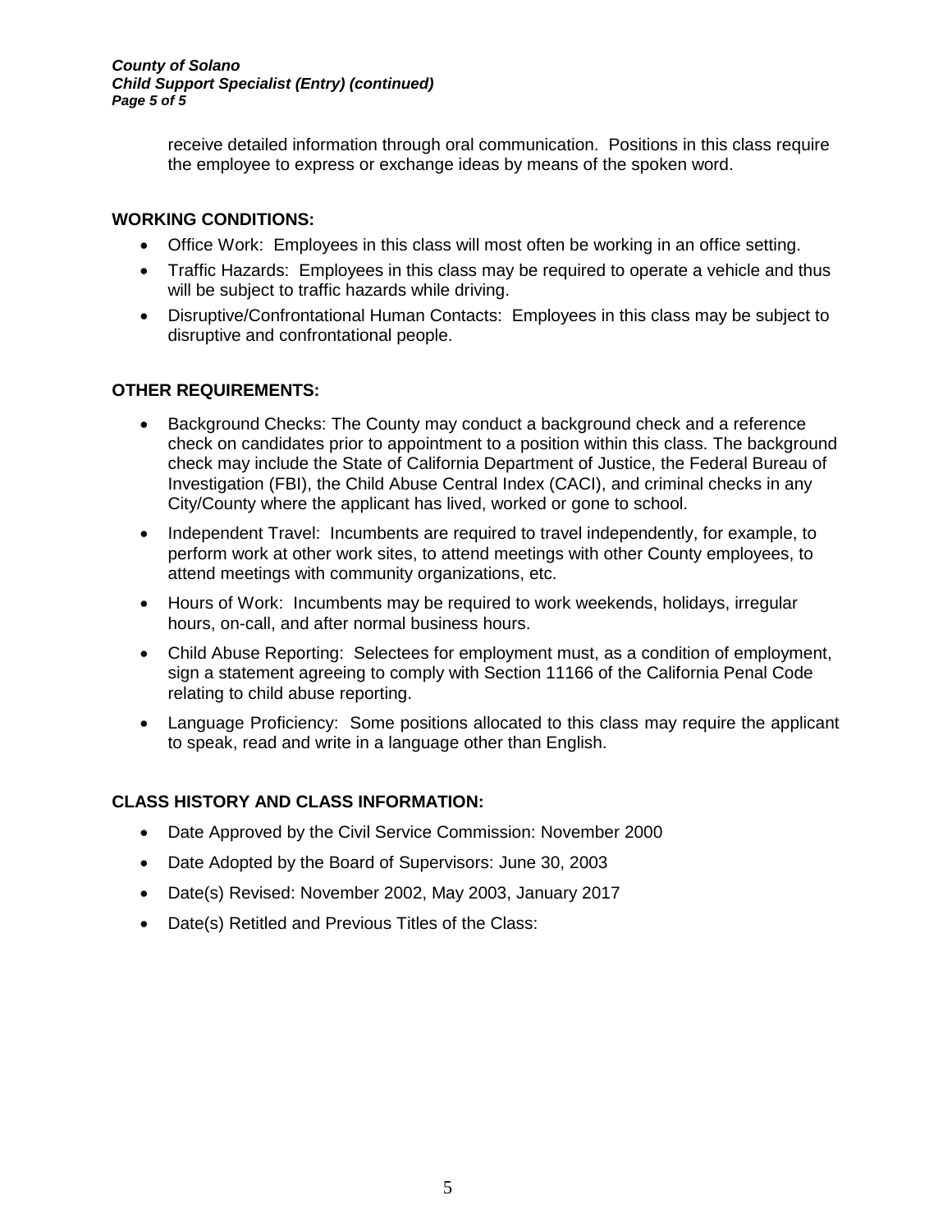receive detailed information through oral communication. Positions in this class require the employee to express or exchange ideas by means of the spoken word.

## WORKING CONDITIONS:

- Office Work: Employees in this class will most often be working in an office setting.
- Traffic Hazards: Employees in this class may be required to operate a vehicle and thus will be subject to traffic hazards while driving.
- Disruptive/Confrontational Human Contacts: Employees in this class may be subject to disruptive and confrontational people.

## OTHER REQUIREMENTS:

- Background Checks: The County may conduct a background check and a reference check on candidates prior to appointment to a position within this class. The background check may include the State of California Department of Justice, the Federal Bureau of Investigation (FBI), the Child Abuse Central Index (CACI), and criminal checks in any City/County where the applicant has lived, worked or gone to school.
- Independent Travel: Incumbents are required to travel independently, for example, to perform work at other work sites, to attend meetings with other County employees, to attend meetings with community organizations, etc.
- Hours of Work: Incumbents may be required to work weekends, holidays, irregular hours, on-call, and after normal business hours.
- Child Abuse Reporting: Selectees for employment must, as a condition of employment, sign a statement agreeing to comply with Section 11166 of the California Penal Code relating to child abuse reporting.
- Language Proficiency: Some positions allocated to this class may require the applicant to speak, read and write in a language other than English.

## CLASS HISTORY AND CLASS INFORMATION:

- Date Approved by the Civil Service Commission: November 2000
- Date Adopted by the Board of Supervisors: June 30, 2003
- Date(s) Revised: November 2002, May 2003, January 2017
- Date(s) Retitled and Previous Titles of the Class: